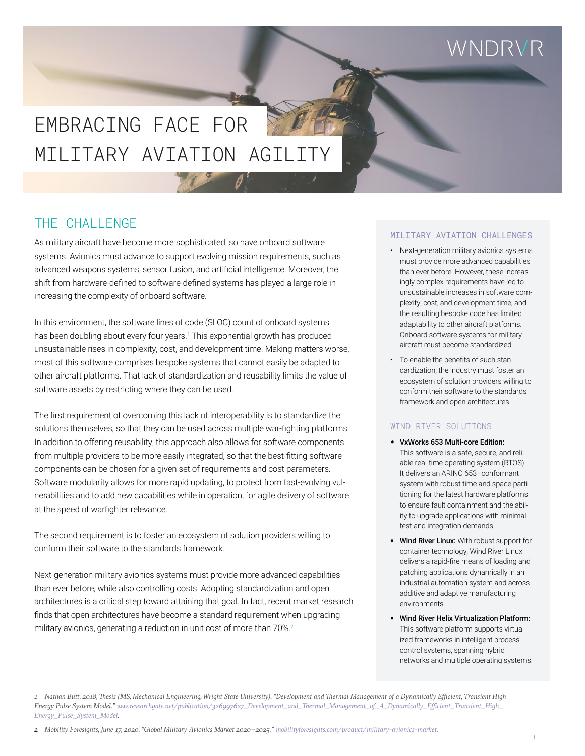# EMBRACING FACE FOR MILITARY AVIATION AGILITY

## THE CHALLENGE

As military aircraft have become more sophisticated, so have onboard software systems. Avionics must advance to support evolving mission requirements, such as advanced weapons systems, sensor fusion, and artificial intelligence. Moreover, the shift from hardware-defined to software-defined systems has played a large role in increasing the complexity of onboard software.

In this environment, the software lines of code (SLOC) count of onboard systems has been doubling about every four years.[1] This exponential growth has produced unsustainable rises in complexity, cost, and development time. Making matters worse, most of this software comprises bespoke systems that cannot easily be adapted to other aircraft platforms. That lack of standardization and reusability limits the value of software assets by restricting where they can be used.

The first requirement of overcoming this lack of interoperability is to standardize the solutions themselves, so that they can be used across multiple war-fighting platforms. In addition to offering reusability, this approach also allows for software components from multiple providers to be more easily integrated, so that the best-fitting software components can be chosen for a given set of requirements and cost parameters. Software modularity allows for more rapid updating, to protect from fast-evolving vulnerabilities and to add new capabilities while in operation, for agile delivery of software at the speed of warfighter relevance.

The second requirement is to foster an ecosystem of solution providers willing to conform their software to the standards framework.

Next-generation military avionics systems must provide more advanced capabilities than ever before, while also controlling costs. Adopting standardization and open architectures is a critical step toward attaining that goal. In fact, recent market research finds that open architectures have become a standard requirement when upgrading military avionics, generating a reduction in unit cost of more than 70%.[2]

### MILITARY AVIATION CHALLENGES

- Next-generation military avionics systems must provide more advanced capabilities than ever before. However, these increasingly complex requirements have led to unsustainable increases in software complexity, cost, and development time, and the resulting bespoke code has limited adaptability to other aircraft platforms. Onboard software systems for military aircraft must become standardized.
- To enable the benefits of such standardization, the industry must foster an ecosystem of solution providers willing to conform their software to the standards framework and open architectures.

### WIND RIVER SOLUTIONS

- **VxWorks 653 Multi-core Edition:** This software is a safe, secure, and reliable real-time operating system (RTOS). It delivers an ARINC 653–conformant system with robust time and space partitioning for the latest hardware platforms to ensure fault containment and the ability to upgrade applications with minimal test and integration demands.
- **Wind River Linux:** With robust support for container technology, Wind River Linux delivers a rapid-fire means of loading and patching applications dynamically in an industrial automation system and across additive and adaptive manufacturing environments.
- **Wind River Helix Virtualization Platform:** This software platform supports virtualized frameworks in intelligent process control systems, spanning hybrid networks and multiple operating systems.

---

1 Nathan Butt, 2018, Thesis (MS, Mechanical Engineering, Wright State University). "Development and Thermal Management of a Dynamically Efficient, Transient High Energy Pulse System Model." www.researchgate.net/publication/326997627_Development_and_Thermal_Management_of_A_Dynamically_Efficient_Transient_High_Energy_Pulse_System_Model.

2 Mobility Foresights, June 17, 2020. "Global Military Avionics Market 2020–2025." mobilityforesights.com/product/military-avionics-market.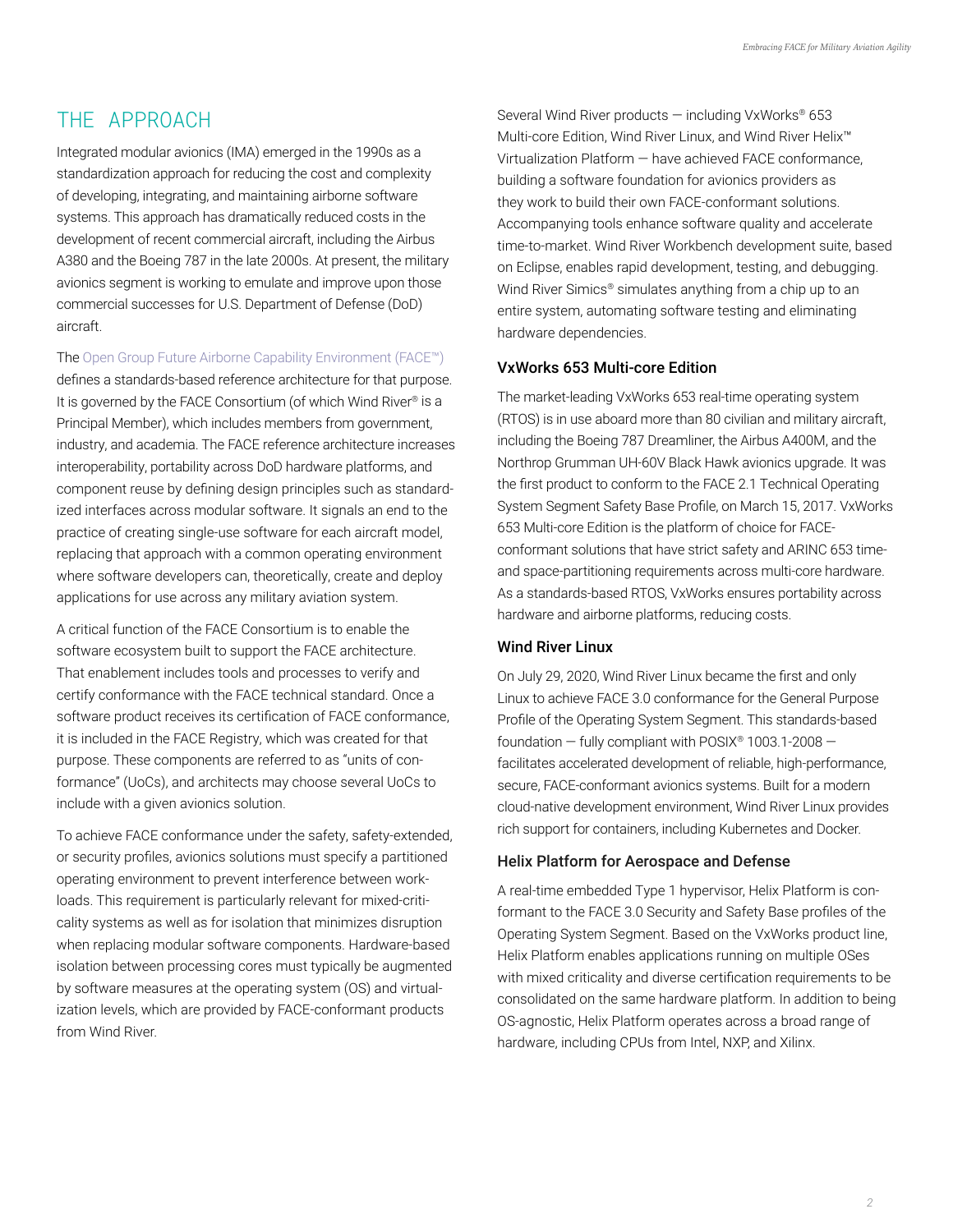## THE APPROACH

Integrated modular avionics (IMA) emerged in the 1990s as a standardization approach for reducing the cost and complexity of developing, integrating, and maintaining airborne software systems. This approach has dramatically reduced costs in the development of recent commercial aircraft, including the Airbus A380 and the Boeing 787 in the late 2000s. At present, the military avionics segment is working to emulate and improve upon those commercial successes for U.S. Department of Defense (DoD) aircraft.

The Open Group Future Airborne Capability Environment (FACE™) defines a standards-based reference architecture for that purpose. It is governed by the FACE Consortium (of which Wind River® is a Principal Member), which includes members from government, industry, and academia. The FACE reference architecture increases interoperability, portability across DoD hardware platforms, and component reuse by defining design principles such as standardized interfaces across modular software. It signals an end to the practice of creating single-use software for each aircraft model, replacing that approach with a common operating environment where software developers can, theoretically, create and deploy applications for use across any military aviation system.

A critical function of the FACE Consortium is to enable the software ecosystem built to support the FACE architecture. That enablement includes tools and processes to verify and certify conformance with the FACE technical standard. Once a software product receives its certification of FACE conformance, it is included in the FACE Registry, which was created for that purpose. These components are referred to as "units of conformance" (UoCs), and architects may choose several UoCs to include with a given avionics solution.

To achieve FACE conformance under the safety, safety-extended, or security profiles, avionics solutions must specify a partitioned operating environment to prevent interference between workloads. This requirement is particularly relevant for mixed-criticality systems as well as for isolation that minimizes disruption when replacing modular software components. Hardware-based isolation between processing cores must typically be augmented by software measures at the operating system (OS) and virtualization levels, which are provided by FACE-conformant products from Wind River.

Several Wind River products — including VxWorks® 653 Multi-core Edition, Wind River Linux, and Wind River Helix™ Virtualization Platform — have achieved FACE conformance, building a software foundation for avionics providers as they work to build their own FACE-conformant solutions. Accompanying tools enhance software quality and accelerate time-to-market. Wind River Workbench development suite, based on Eclipse, enables rapid development, testing, and debugging. Wind River Simics® simulates anything from a chip up to an entire system, automating software testing and eliminating hardware dependencies.

### VxWorks 653 Multi-core Edition

The market-leading VxWorks 653 real-time operating system (RTOS) is in use aboard more than 80 civilian and military aircraft, including the Boeing 787 Dreamliner, the Airbus A400M, and the Northrop Grumman UH-60V Black Hawk avionics upgrade. It was the first product to conform to the FACE 2.1 Technical Operating System Segment Safety Base Profile, on March 15, 2017. VxWorks 653 Multi-core Edition is the platform of choice for FACE-conformant solutions that have strict safety and ARINC 653 time- and space-partitioning requirements across multi-core hardware. As a standards-based RTOS, VxWorks ensures portability across hardware and airborne platforms, reducing costs.

### Wind River Linux

On July 29, 2020, Wind River Linux became the first and only Linux to achieve FACE 3.0 conformance for the General Purpose Profile of the Operating System Segment. This standards-based foundation — fully compliant with POSIX® 1003.1-2008 — facilitates accelerated development of reliable, high-performance, secure, FACE-conformant avionics systems. Built for a modern cloud-native development environment, Wind River Linux provides rich support for containers, including Kubernetes and Docker.

### Helix Platform for Aerospace and Defense

A real-time embedded Type 1 hypervisor, Helix Platform is conformant to the FACE 3.0 Security and Safety Base profiles of the Operating System Segment. Based on the VxWorks product line, Helix Platform enables applications running on multiple OSes with mixed criticality and diverse certification requirements to be consolidated on the same hardware platform. In addition to being OS-agnostic, Helix Platform operates across a broad range of hardware, including CPUs from Intel, NXP, and Xilinx.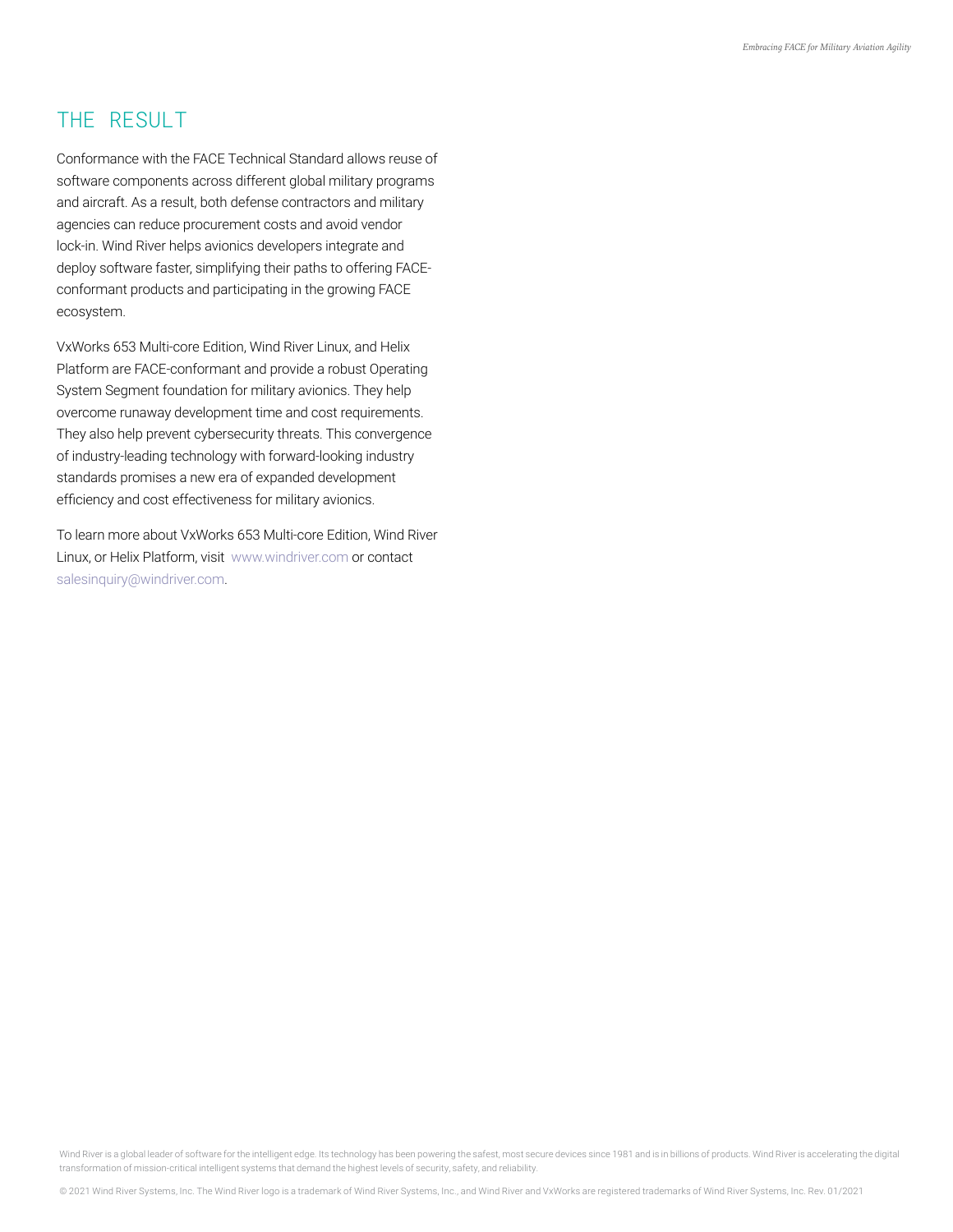## THE RESULT

Conformance with the FACE Technical Standard allows reuse of software components across different global military programs and aircraft. As a result, both defense contractors and military agencies can reduce procurement costs and avoid vendor lock-in. Wind River helps avionics developers integrate and deploy software faster, simplifying their paths to offering FACE-conformant products and participating in the growing FACE ecosystem.

VxWorks 653 Multi-core Edition, Wind River Linux, and Helix Platform are FACE-conformant and provide a robust Operating System Segment foundation for military avionics. They help overcome runaway development time and cost requirements. They also help prevent cybersecurity threats. This convergence of industry-leading technology with forward-looking industry standards promises a new era of expanded development efficiency and cost effectiveness for military avionics.

To learn more about VxWorks 653 Multi-core Edition, Wind River Linux, or Helix Platform, visit www.windriver.com or contact salesinquiry@windriver.com.

Wind River is a global leader of software for the intelligent edge. Its technology has been powering the safest, most secure devices since 1981 and is in billions of products. Wind River is accelerating the digital transformation of mission-critical intelligent systems that demand the highest levels of security, safety, and reliability.

© 2021 Wind River Systems, Inc. The Wind River logo is a trademark of Wind River Systems, Inc., and Wind River and VxWorks are registered trademarks of Wind River Systems, Inc. Rev. 01/2021